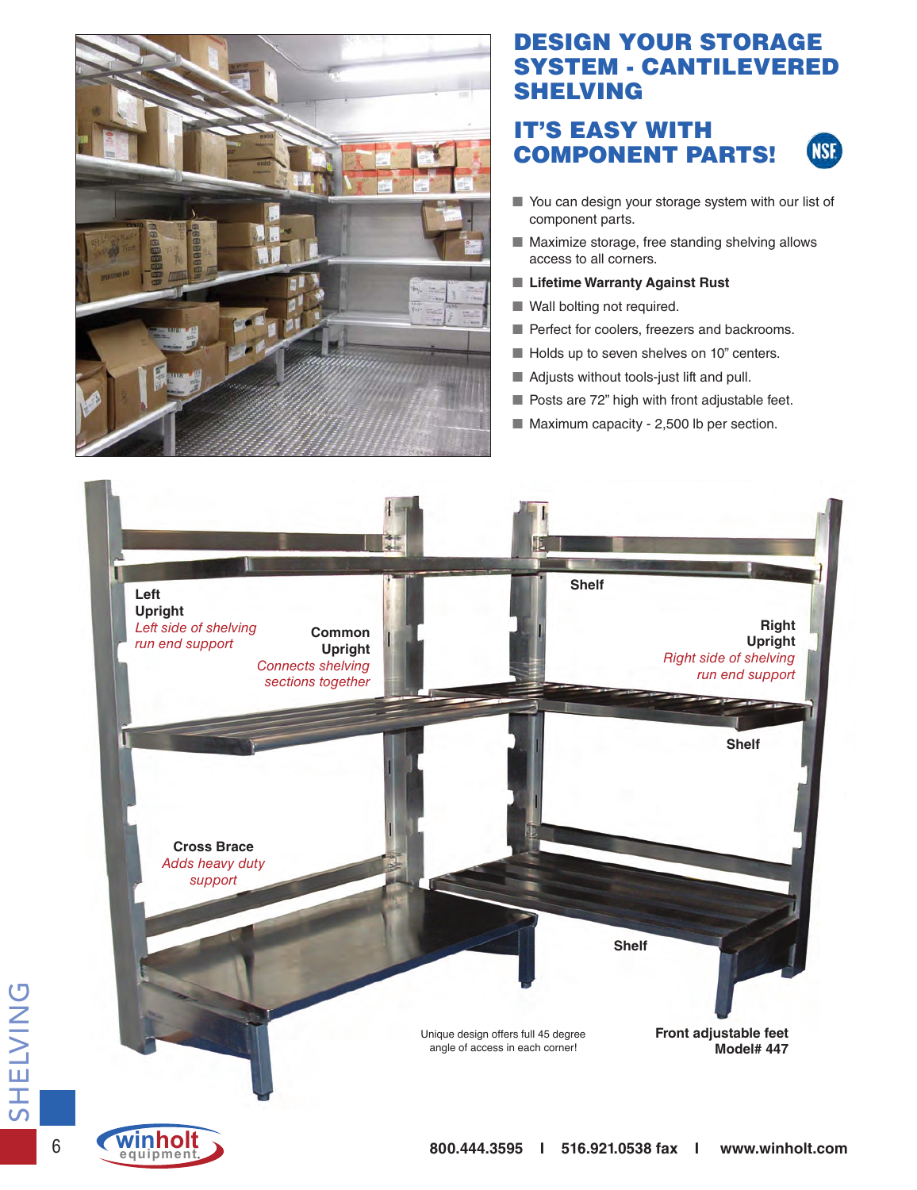# DESIGN YOUR STORAGE SYSTEM - CANTILEVERED SHELVING

## IT'S EASY WITH COMPONENT PARTS!

- You can design your storage system with our list of component parts.
- Maximize storage, free standing shelving allows access to all corners.
- **Lifetime Warranty Against Rust**
- Wall bolting not required.
- Perfect for coolers, freezers and backrooms.
- Holds up to seven shelves on 10" centers.
- Adjusts without tools-just lift and pull.
- Posts are 72" high with front adjustable feet.
- Maximum capacity - 2,500 lb per section.

**Left Upright**
*Left side of shelving run end support*

**Common Upright**
*Connects shelving sections together*

**Shelf**

**Right Upright**
*Right side of shelving run end support*

**Shelf**

**Cross Brace**
*Adds heavy duty support*

**Shelf**

Unique design offers full 45 degree angle of access in each corner!

**Front adjustable feet**
**Model# 447**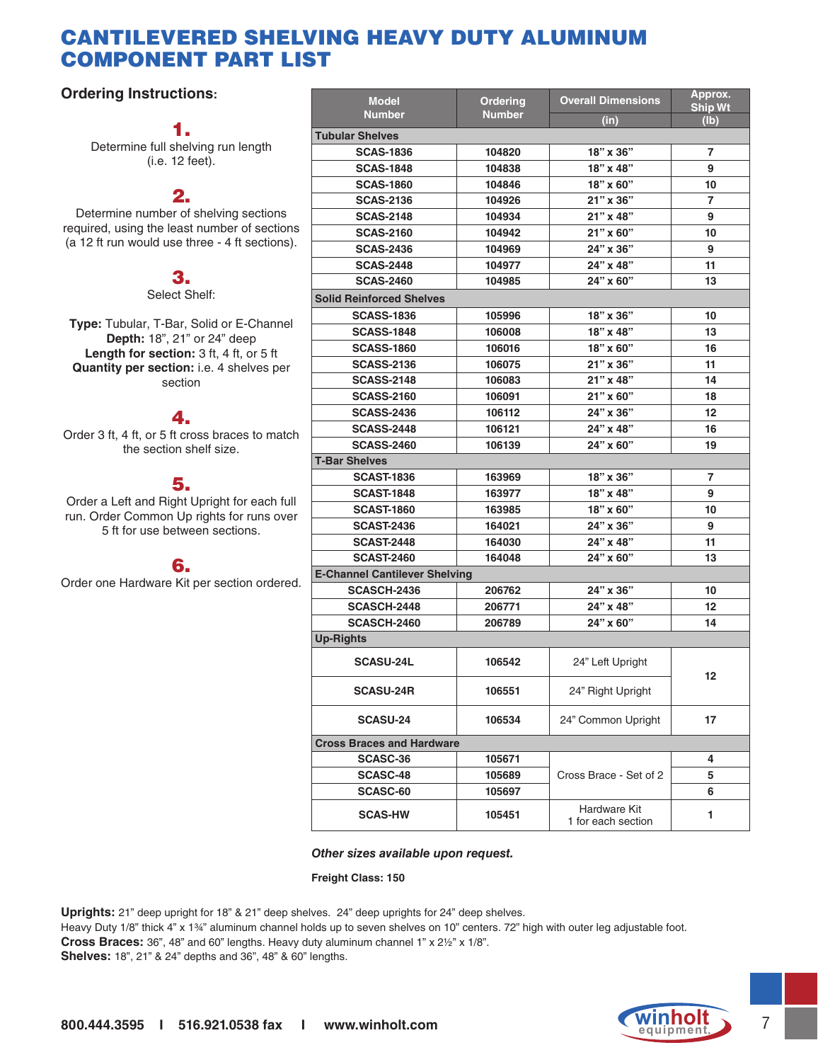# CANTILEVERED SHELVING HEAVY DUTY ALUMINUM COMPONENT PART LIST

## Ordering Instructions:

**1.**
Determine full shelving run length (i.e. 12 feet).

**2.**
Determine number of shelving sections required, using the least number of sections (a 12 ft run would use three - 4 ft sections).

**3.**
Select Shelf:

**Type:** Tubular, T-Bar, Solid or E-Channel
**Depth:** 18", 21" or 24" deep
**Length for section:** 3 ft, 4 ft, or 5 ft
**Quantity per section:** i.e. 4 shelves per section

**4.**
Order 3 ft, 4 ft, or 5 ft cross braces to match the section shelf size.

**5.**
Order a Left and Right Upright for each full run. Order Common Up rights for runs over 5 ft for use between sections.

**6.**
Order one Hardware Kit per section ordered.

| Model Number | Ordering Number | Overall Dimensions (in) | Approx. Ship Wt (lb) |
|---|---|---|---|
| **Tubular Shelves** | | | |
| SCAS-1836 | 104820 | 18" x 36" | 7 |
| SCAS-1848 | 104838 | 18" x 48" | 9 |
| SCAS-1860 | 104846 | 18" x 60" | 10 |
| SCAS-2136 | 104926 | 21" x 36" | 7 |
| SCAS-2148 | 104934 | 21" x 48" | 9 |
| SCAS-2160 | 104942 | 21" x 60" | 10 |
| SCAS-2436 | 104969 | 24" x 36" | 9 |
| SCAS-2448 | 104977 | 24" x 48" | 11 |
| SCAS-2460 | 104985 | 24" x 60" | 13 |
| **Solid Reinforced Shelves** | | | |
| SCASS-1836 | 105996 | 18" x 36" | 10 |
| SCASS-1848 | 106008 | 18" x 48" | 13 |
| SCASS-1860 | 106016 | 18" x 60" | 16 |
| SCASS-2136 | 106075 | 21" x 36" | 11 |
| SCASS-2148 | 106083 | 21" x 48" | 14 |
| SCASS-2160 | 106091 | 21" x 60" | 18 |
| SCASS-2436 | 106112 | 24" x 36" | 12 |
| SCASS-2448 | 106121 | 24" x 48" | 16 |
| SCASS-2460 | 106139 | 24" x 60" | 19 |
| **T-Bar Shelves** | | | |
| SCAST-1836 | 163969 | 18" x 36" | 7 |
| SCAST-1848 | 163977 | 18" x 48" | 9 |
| SCAST-1860 | 163985 | 18" x 60" | 10 |
| SCAST-2436 | 164021 | 24" x 36" | 9 |
| SCAST-2448 | 164030 | 24" x 48" | 11 |
| SCAST-2460 | 164048 | 24" x 60" | 13 |
| **E-Channel Cantilever Shelving** | | | |
| SCASCH-2436 | 206762 | 24" x 36" | 10 |
| SCASCH-2448 | 206771 | 24" x 48" | 12 |
| SCASCH-2460 | 206789 | 24" x 60" | 14 |
| **Up-Rights** | | | |
| SCASU-24L | 106542 | 24" Left Upright | 12 |
| SCASU-24R | 106551 | 24" Right Upright | 12 |
| SCASU-24 | 106534 | 24" Common Upright | 17 |
| **Cross Braces and Hardware** | | | |
| SCASC-36 | 105671 | Cross Brace - Set of 2 | 4 |
| SCASC-48 | 105689 | Cross Brace - Set of 2 | 5 |
| SCASC-60 | 105697 | Cross Brace - Set of 2 | 6 |
| SCAS-HW | 105451 | Hardware Kit 1 for each section | 1 |

***Other sizes available upon request.***

**Freight Class: 150**

**Uprights:** 21" deep upright for 18" & 21" deep shelves. 24" deep uprights for 24" deep shelves.
Heavy Duty 1/8" thick 4" x 1¾" aluminum channel holds up to seven shelves on 10" centers. 72" high with outer leg adjustable foot.
**Cross Braces:** 36", 48" and 60" lengths. Heavy duty aluminum channel 1" x 2½" x 1/8".
**Shelves:** 18", 21" & 24" depths and 36", 48" & 60" lengths.

800.444.3595 | 516.921.0538 fax | www.winholt.com